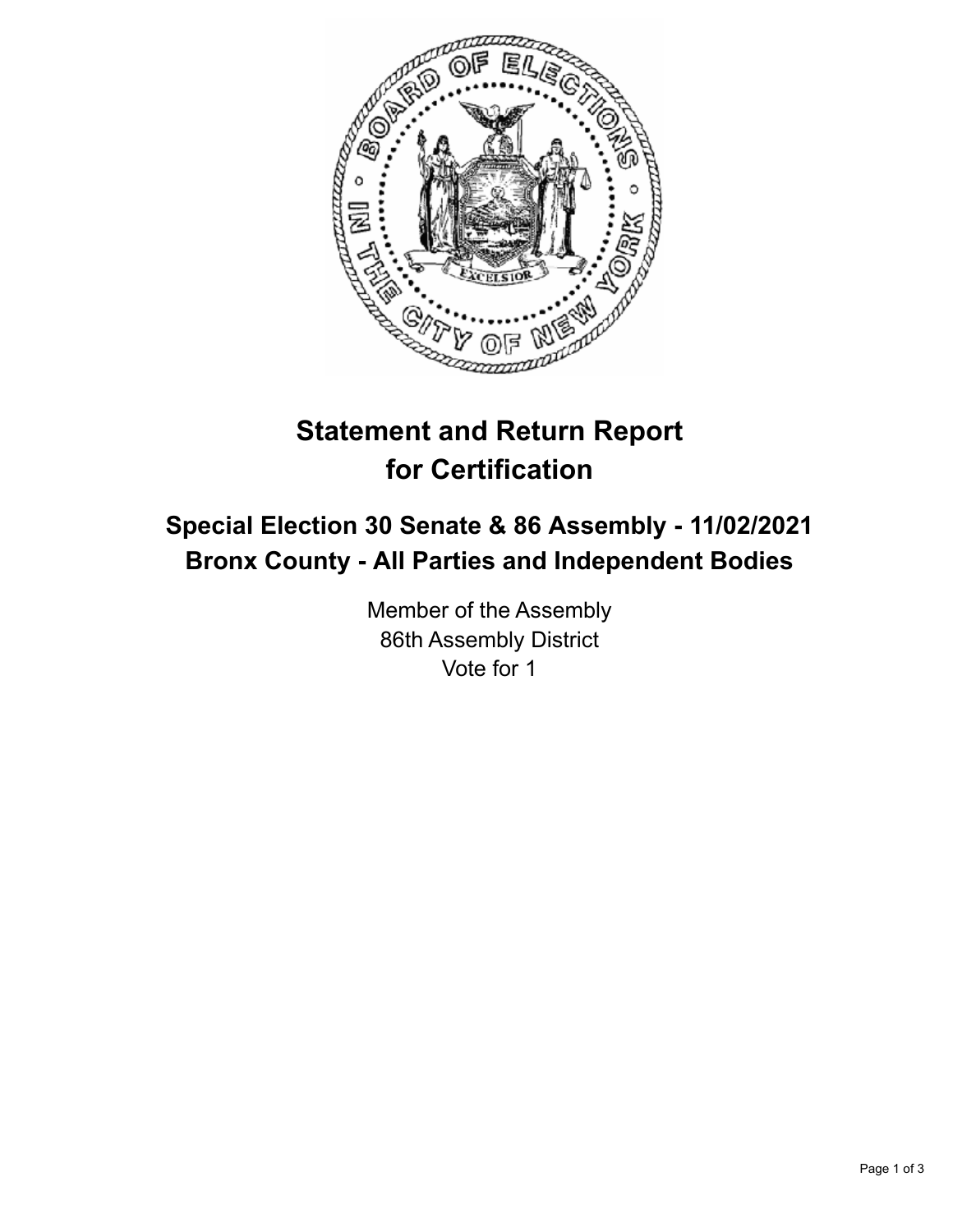# Statement and Return Report for Certification

## Special Election 30 Senate & 86 Assembly - 11/02/2021
## Bronx County - All Parties and Independent Bodies

Member of the Assembly
86th Assembly District
Vote for 1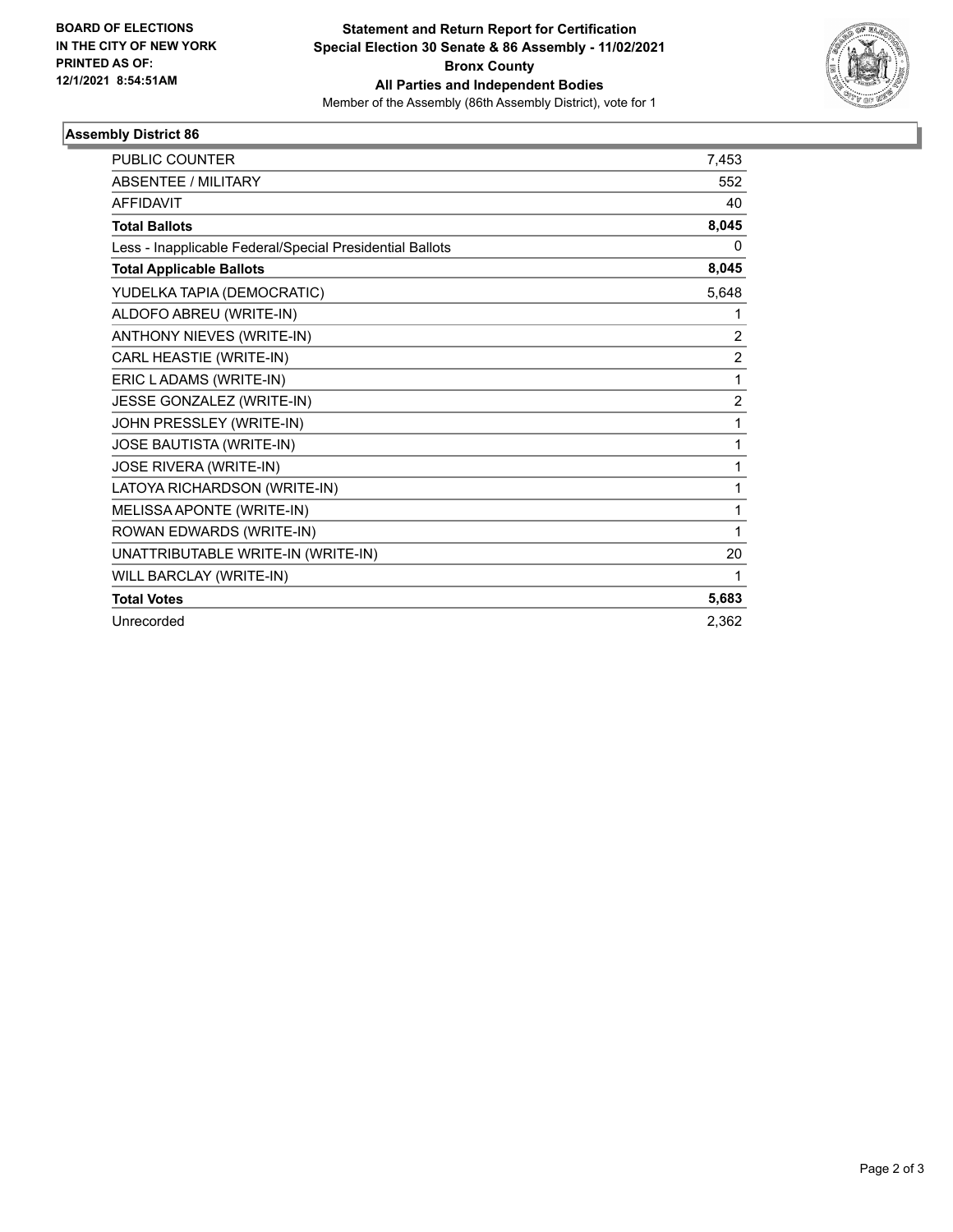**BOARD OF ELECTIONS IN THE CITY OF NEW YORK PRINTED AS OF: 12/1/2021 8:54:51AM**

**Statement and Return Report for Certification**
**Special Election 30 Senate & 86 Assembly - 11/02/2021**
**Bronx County**
**All Parties and Independent Bodies**
Member of the Assembly (86th Assembly District), vote for 1

## Assembly District 86

| | |
|---|---|
| PUBLIC COUNTER | 7,453 |
| ABSENTEE / MILITARY | 552 |
| AFFIDAVIT | 40 |
| **Total Ballots** | **8,045** |
| Less - Inapplicable Federal/Special Presidential Ballots | 0 |
| **Total Applicable Ballots** | **8,045** |
| YUDELKA TAPIA (DEMOCRATIC) | 5,648 |
| ALDOFO ABREU (WRITE-IN) | 1 |
| ANTHONY NIEVES (WRITE-IN) | 2 |
| CARL HEASTIE (WRITE-IN) | 2 |
| ERIC L ADAMS (WRITE-IN) | 1 |
| JESSE GONZALEZ (WRITE-IN) | 2 |
| JOHN PRESSLEY (WRITE-IN) | 1 |
| JOSE BAUTISTA (WRITE-IN) | 1 |
| JOSE RIVERA (WRITE-IN) | 1 |
| LATOYA RICHARDSON (WRITE-IN) | 1 |
| MELISSA APONTE (WRITE-IN) | 1 |
| ROWAN EDWARDS (WRITE-IN) | 1 |
| UNATTRIBUTABLE WRITE-IN (WRITE-IN) | 20 |
| WILL BARCLAY (WRITE-IN) | 1 |
| **Total Votes** | **5,683** |
| Unrecorded | 2,362 |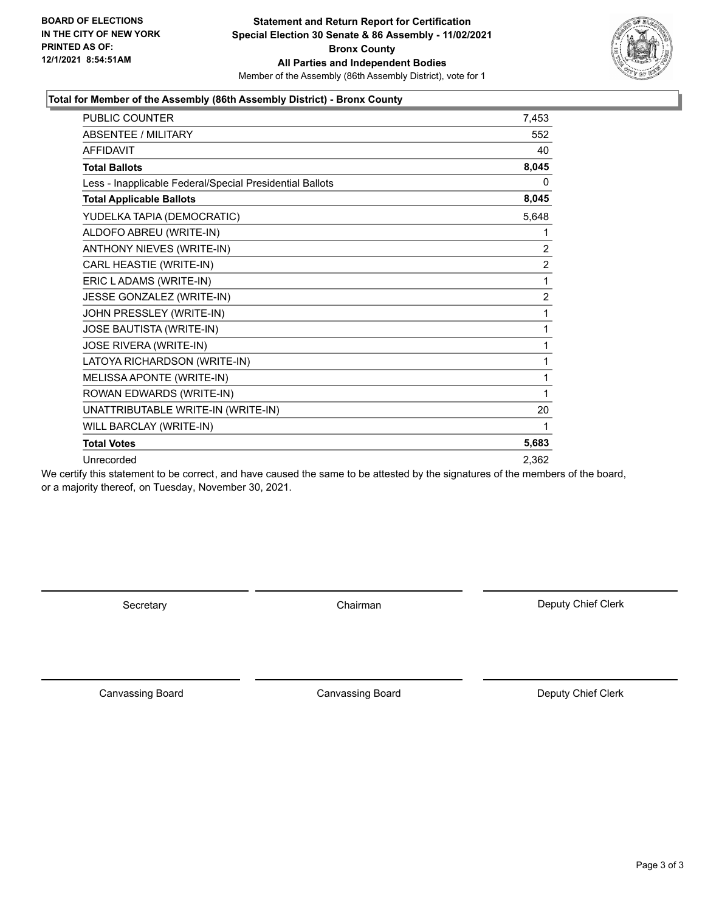**BOARD OF ELECTIONS IN THE CITY OF NEW YORK PRINTED AS OF: 12/1/2021 8:54:51AM**

**Statement and Return Report for Certification**
**Special Election 30 Senate & 86 Assembly - 11/02/2021**
**Bronx County**
**All Parties and Independent Bodies**
Member of the Assembly (86th Assembly District), vote for 1

**Total for Member of the Assembly (86th Assembly District) - Bronx County**

| | |
|---|---|
| PUBLIC COUNTER | 7,453 |
| ABSENTEE / MILITARY | 552 |
| AFFIDAVIT | 40 |
| **Total Ballots** | **8,045** |
| Less - Inapplicable Federal/Special Presidential Ballots | 0 |
| **Total Applicable Ballots** | **8,045** |
| YUDELKA TAPIA (DEMOCRATIC) | 5,648 |
| ALDOFO ABREU (WRITE-IN) | 1 |
| ANTHONY NIEVES (WRITE-IN) | 2 |
| CARL HEASTIE (WRITE-IN) | 2 |
| ERIC L ADAMS (WRITE-IN) | 1 |
| JESSE GONZALEZ (WRITE-IN) | 2 |
| JOHN PRESSLEY (WRITE-IN) | 1 |
| JOSE BAUTISTA (WRITE-IN) | 1 |
| JOSE RIVERA (WRITE-IN) | 1 |
| LATOYA RICHARDSON (WRITE-IN) | 1 |
| MELISSA APONTE (WRITE-IN) | 1 |
| ROWAN EDWARDS (WRITE-IN) | 1 |
| UNATTRIBUTABLE WRITE-IN (WRITE-IN) | 20 |
| WILL BARCLAY (WRITE-IN) | 1 |
| **Total Votes** | **5,683** |
| Unrecorded | 2,362 |

We certify this statement to be correct, and have caused the same to be attested by the signatures of the members of the board, or a majority thereof, on Tuesday, November 30, 2021.

Secretary

Chairman

Deputy Chief Clerk

Canvassing Board

Canvassing Board

Deputy Chief Clerk